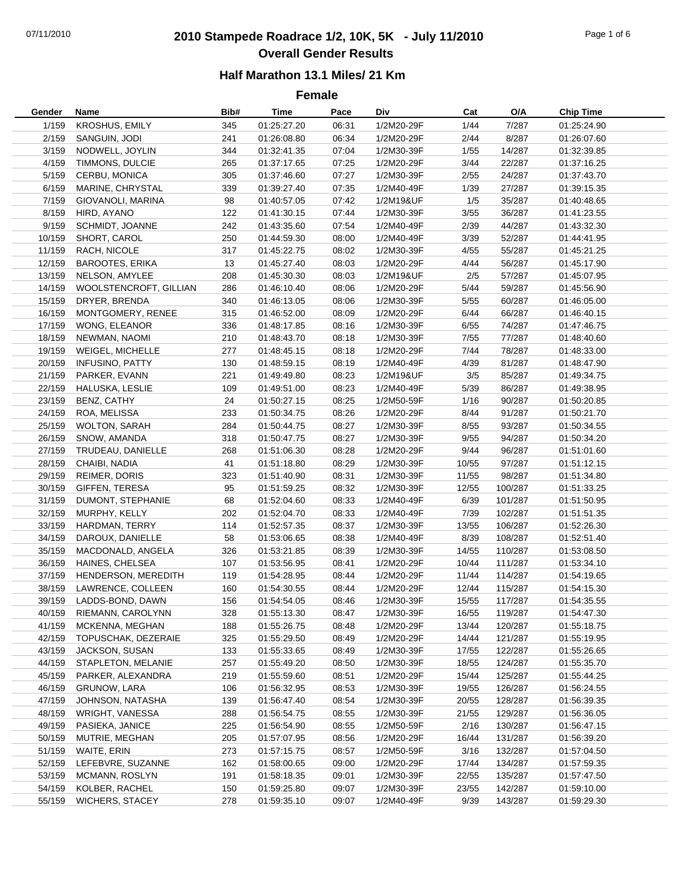# 2010 Stampede Roadrace 1/2, 10K, 5K - July 11/2010

## Overall Gender Results

### Half Marathon 13.1 Miles/ 21 Km

### Female

| Gender | Name | Bib# | Time | Pace | Div | Cat | O/A | Chip Time |
|---|---|---|---|---|---|---|---|---|
| 1/159 | KROSHUS, EMILY | 345 | 01:25:27.20 | 06:31 | 1/2M20-29F | 1/44 | 7/287 | 01:25:24.90 |
| 2/159 | SANGUIN, JODI | 241 | 01:26:08.80 | 06:34 | 1/2M20-29F | 2/44 | 8/287 | 01:26:07.60 |
| 3/159 | NODWELL, JOYLIN | 344 | 01:32:41.35 | 07:04 | 1/2M30-39F | 1/55 | 14/287 | 01:32:39.85 |
| 4/159 | TIMMONS, DULCIE | 265 | 01:37:17.65 | 07:25 | 1/2M20-29F | 3/44 | 22/287 | 01:37:16.25 |
| 5/159 | CERBU, MONICA | 305 | 01:37:46.60 | 07:27 | 1/2M30-39F | 2/55 | 24/287 | 01:37:43.70 |
| 6/159 | MARINE, CHRYSTAL | 339 | 01:39:27.40 | 07:35 | 1/2M40-49F | 1/39 | 27/287 | 01:39:15.35 |
| 7/159 | GIOVANOLI, MARINA | 98 | 01:40:57.05 | 07:42 | 1/2M19&UF | 1/5 | 35/287 | 01:40:48.65 |
| 8/159 | HIRD, AYANO | 122 | 01:41:30.15 | 07:44 | 1/2M30-39F | 3/55 | 36/287 | 01:41:23.55 |
| 9/159 | SCHMIDT, JOANNE | 242 | 01:43:35.60 | 07:54 | 1/2M40-49F | 2/39 | 44/287 | 01:43:32.30 |
| 10/159 | SHORT, CAROL | 250 | 01:44:59.30 | 08:00 | 1/2M40-49F | 3/39 | 52/287 | 01:44:41.95 |
| 11/159 | RACH, NICOLE | 317 | 01:45:22.75 | 08:02 | 1/2M30-39F | 4/55 | 55/287 | 01:45:21.25 |
| 12/159 | BAROOTES, ERIKA | 13 | 01:45:27.40 | 08:03 | 1/2M20-29F | 4/44 | 56/287 | 01:45:17.90 |
| 13/159 | NELSON, AMYLEE | 208 | 01:45:30.30 | 08:03 | 1/2M19&UF | 2/5 | 57/287 | 01:45:07.95 |
| 14/159 | WOOLSTENCROFT, GILLIAN | 286 | 01:46:10.40 | 08:06 | 1/2M20-29F | 5/44 | 59/287 | 01:45:56.90 |
| 15/159 | DRYER, BRENDA | 340 | 01:46:13.05 | 08:06 | 1/2M30-39F | 5/55 | 60/287 | 01:46:05.00 |
| 16/159 | MONTGOMERY, RENEE | 315 | 01:46:52.00 | 08:09 | 1/2M20-29F | 6/44 | 66/287 | 01:46:40.15 |
| 17/159 | WONG, ELEANOR | 336 | 01:48:17.85 | 08:16 | 1/2M30-39F | 6/55 | 74/287 | 01:47:46.75 |
| 18/159 | NEWMAN, NAOMI | 210 | 01:48:43.70 | 08:18 | 1/2M30-39F | 7/55 | 77/287 | 01:48:40.60 |
| 19/159 | WEIGEL, MICHELLE | 277 | 01:48:45.15 | 08:18 | 1/2M20-29F | 7/44 | 78/287 | 01:48:33.00 |
| 20/159 | INFUSINO, PATTY | 130 | 01:48:59.15 | 08:19 | 1/2M40-49F | 4/39 | 81/287 | 01:48:47.90 |
| 21/159 | PARKER, EVANN | 221 | 01:49:49.80 | 08:23 | 1/2M19&UF | 3/5 | 85/287 | 01:49:34.75 |
| 22/159 | HALUSKA, LESLIE | 109 | 01:49:51.00 | 08:23 | 1/2M40-49F | 5/39 | 86/287 | 01:49:38.95 |
| 23/159 | BENZ, CATHY | 24 | 01:50:27.15 | 08:25 | 1/2M50-59F | 1/16 | 90/287 | 01:50:20.85 |
| 24/159 | ROA, MELISSA | 233 | 01:50:34.75 | 08:26 | 1/2M20-29F | 8/44 | 91/287 | 01:50:21.70 |
| 25/159 | WOLTON, SARAH | 284 | 01:50:44.75 | 08:27 | 1/2M30-39F | 8/55 | 93/287 | 01:50:34.55 |
| 26/159 | SNOW, AMANDA | 318 | 01:50:47.75 | 08:27 | 1/2M30-39F | 9/55 | 94/287 | 01:50:34.20 |
| 27/159 | TRUDEAU, DANIELLE | 268 | 01:51:06.30 | 08:28 | 1/2M20-29F | 9/44 | 96/287 | 01:51:01.60 |
| 28/159 | CHAIBI, NADIA | 41 | 01:51:18.80 | 08:29 | 1/2M30-39F | 10/55 | 97/287 | 01:51:12.15 |
| 29/159 | REIMER, DORIS | 323 | 01:51:40.90 | 08:31 | 1/2M30-39F | 11/55 | 98/287 | 01:51:34.80 |
| 30/159 | GIFFEN, TERESA | 95 | 01:51:59.25 | 08:32 | 1/2M30-39F | 12/55 | 100/287 | 01:51:33.25 |
| 31/159 | DUMONT, STEPHANIE | 68 | 01:52:04.60 | 08:33 | 1/2M40-49F | 6/39 | 101/287 | 01:51:50.95 |
| 32/159 | MURPHY, KELLY | 202 | 01:52:04.70 | 08:33 | 1/2M40-49F | 7/39 | 102/287 | 01:51:51.35 |
| 33/159 | HARDMAN, TERRY | 114 | 01:52:57.35 | 08:37 | 1/2M30-39F | 13/55 | 106/287 | 01:52:26.30 |
| 34/159 | DAROUX, DANIELLE | 58 | 01:53:06.65 | 08:38 | 1/2M40-49F | 8/39 | 108/287 | 01:52:51.40 |
| 35/159 | MACDONALD, ANGELA | 326 | 01:53:21.85 | 08:39 | 1/2M30-39F | 14/55 | 110/287 | 01:53:08.50 |
| 36/159 | HAINES, CHELSEA | 107 | 01:53:56.95 | 08:41 | 1/2M20-29F | 10/44 | 111/287 | 01:53:34.10 |
| 37/159 | HENDERSON, MEREDITH | 119 | 01:54:28.95 | 08:44 | 1/2M20-29F | 11/44 | 114/287 | 01:54:19.65 |
| 38/159 | LAWRENCE, COLLEEN | 160 | 01:54:30.55 | 08:44 | 1/2M20-29F | 12/44 | 115/287 | 01:54:15.30 |
| 39/159 | LADDS-BOND, DAWN | 156 | 01:54:54.05 | 08:46 | 1/2M30-39F | 15/55 | 117/287 | 01:54:35.55 |
| 40/159 | RIEMANN, CAROLYNN | 328 | 01:55:13.30 | 08:47 | 1/2M30-39F | 16/55 | 119/287 | 01:54:47.30 |
| 41/159 | MCKENNA, MEGHAN | 188 | 01:55:26.75 | 08:48 | 1/2M20-29F | 13/44 | 120/287 | 01:55:18.75 |
| 42/159 | TOPUSCHAK, DEZERAIE | 325 | 01:55:29.50 | 08:49 | 1/2M20-29F | 14/44 | 121/287 | 01:55:19.95 |
| 43/159 | JACKSON, SUSAN | 133 | 01:55:33.65 | 08:49 | 1/2M30-39F | 17/55 | 122/287 | 01:55:26.65 |
| 44/159 | STAPLETON, MELANIE | 257 | 01:55:49.20 | 08:50 | 1/2M30-39F | 18/55 | 124/287 | 01:55:35.70 |
| 45/159 | PARKER, ALEXANDRA | 219 | 01:55:59.60 | 08:51 | 1/2M20-29F | 15/44 | 125/287 | 01:55:44.25 |
| 46/159 | GRUNOW, LARA | 106 | 01:56:32.95 | 08:53 | 1/2M30-39F | 19/55 | 126/287 | 01:56:24.55 |
| 47/159 | JOHNSON, NATASHA | 139 | 01:56:47.40 | 08:54 | 1/2M30-39F | 20/55 | 128/287 | 01:56:39.35 |
| 48/159 | WRIGHT, VANESSA | 288 | 01:56:54.75 | 08:55 | 1/2M30-39F | 21/55 | 129/287 | 01:56:36.05 |
| 49/159 | PASIEKA, JANICE | 225 | 01:56:54.90 | 08:55 | 1/2M50-59F | 2/16 | 130/287 | 01:56:47.15 |
| 50/159 | MUTRIE, MEGHAN | 205 | 01:57:07.95 | 08:56 | 1/2M20-29F | 16/44 | 131/287 | 01:56:39.20 |
| 51/159 | WAITE, ERIN | 273 | 01:57:15.75 | 08:57 | 1/2M50-59F | 3/16 | 132/287 | 01:57:04.50 |
| 52/159 | LEFEBVRE, SUZANNE | 162 | 01:58:00.65 | 09:00 | 1/2M20-29F | 17/44 | 134/287 | 01:57:59.35 |
| 53/159 | MCMANN, ROSLYN | 191 | 01:58:18.35 | 09:01 | 1/2M30-39F | 22/55 | 135/287 | 01:57:47.50 |
| 54/159 | KOLBER, RACHEL | 150 | 01:59:25.80 | 09:07 | 1/2M30-39F | 23/55 | 142/287 | 01:59:10.00 |
| 55/159 | WICHERS, STACEY | 278 | 01:59:35.10 | 09:07 | 1/2M40-49F | 9/39 | 143/287 | 01:59:29.30 |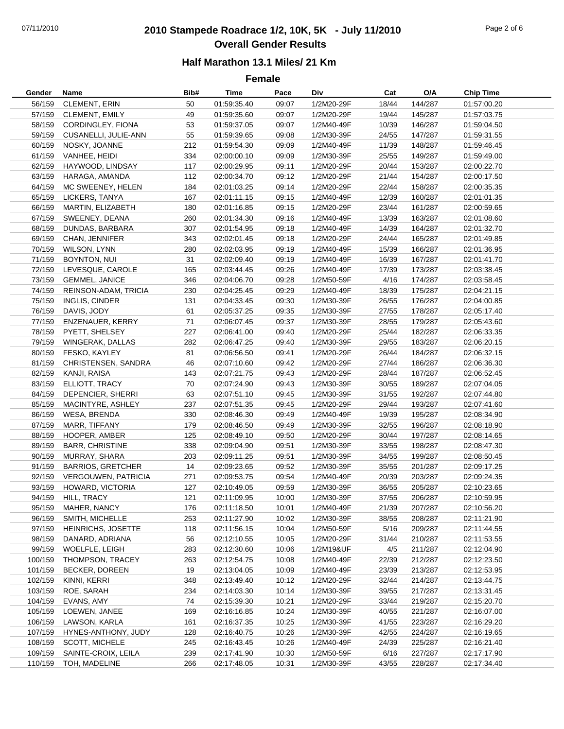# 2010 Stampede Roadrace 1/2, 10K, 5K - July 11/2010

## Overall Gender Results

### Half Marathon 13.1 Miles/ 21 Km

### Female

| Gender | Name | Bib# | Time | Pace | Div | Cat | O/A | Chip Time |
|---|---|---|---|---|---|---|---|---|
| 56/159 | CLEMENT, ERIN | 50 | 01:59:35.40 | 09:07 | 1/2M20-29F | 18/44 | 144/287 | 01:57:00.20 |
| 57/159 | CLEMENT, EMILY | 49 | 01:59:35.60 | 09:07 | 1/2M20-29F | 19/44 | 145/287 | 01:57:03.75 |
| 58/159 | CORDINGLEY, FIONA | 53 | 01:59:37.05 | 09:07 | 1/2M40-49F | 10/39 | 146/287 | 01:59:04.50 |
| 59/159 | CUSANELLI, JULIE-ANN | 55 | 01:59:39.65 | 09:08 | 1/2M30-39F | 24/55 | 147/287 | 01:59:31.55 |
| 60/159 | NOSKY, JOANNE | 212 | 01:59:54.30 | 09:09 | 1/2M40-49F | 11/39 | 148/287 | 01:59:46.45 |
| 61/159 | VANHEE, HEIDI | 334 | 02:00:00.10 | 09:09 | 1/2M30-39F | 25/55 | 149/287 | 01:59:49.00 |
| 62/159 | HAYWOOD, LINDSAY | 117 | 02:00:29.95 | 09:11 | 1/2M20-29F | 20/44 | 153/287 | 02:00:22.70 |
| 63/159 | HARAGA, AMANDA | 112 | 02:00:34.70 | 09:12 | 1/2M20-29F | 21/44 | 154/287 | 02:00:17.50 |
| 64/159 | MC SWEENEY, HELEN | 184 | 02:01:03.25 | 09:14 | 1/2M20-29F | 22/44 | 158/287 | 02:00:35.35 |
| 65/159 | LICKERS, TANYA | 167 | 02:01:11.15 | 09:15 | 1/2M40-49F | 12/39 | 160/287 | 02:01:01.35 |
| 66/159 | MARTIN, ELIZABETH | 180 | 02:01:16.85 | 09:15 | 1/2M20-29F | 23/44 | 161/287 | 02:00:59.65 |
| 67/159 | SWEENEY, DEANA | 260 | 02:01:34.30 | 09:16 | 1/2M40-49F | 13/39 | 163/287 | 02:01:08.60 |
| 68/159 | DUNDAS, BARBARA | 307 | 02:01:54.95 | 09:18 | 1/2M40-49F | 14/39 | 164/287 | 02:01:32.70 |
| 69/159 | CHAN, JENNIFER | 343 | 02:02:01.45 | 09:18 | 1/2M20-29F | 24/44 | 165/287 | 02:01:49.85 |
| 70/159 | WILSON, LYNN | 280 | 02:02:03.95 | 09:19 | 1/2M40-49F | 15/39 | 166/287 | 02:01:36.95 |
| 71/159 | BOYNTON, NUI | 31 | 02:02:09.40 | 09:19 | 1/2M40-49F | 16/39 | 167/287 | 02:01:41.70 |
| 72/159 | LEVESQUE, CAROLE | 165 | 02:03:44.45 | 09:26 | 1/2M40-49F | 17/39 | 173/287 | 02:03:38.45 |
| 73/159 | GEMMEL, JANICE | 346 | 02:04:06.70 | 09:28 | 1/2M50-59F | 4/16 | 174/287 | 02:03:58.45 |
| 74/159 | REINSON-ADAM, TRICIA | 230 | 02:04:25.45 | 09:29 | 1/2M40-49F | 18/39 | 175/287 | 02:04:21.15 |
| 75/159 | INGLIS, CINDER | 131 | 02:04:33.45 | 09:30 | 1/2M30-39F | 26/55 | 176/287 | 02:04:00.85 |
| 76/159 | DAVIS, JODY | 61 | 02:05:37.25 | 09:35 | 1/2M30-39F | 27/55 | 178/287 | 02:05:17.40 |
| 77/159 | ENZENAUER, KERRY | 71 | 02:06:07.45 | 09:37 | 1/2M30-39F | 28/55 | 179/287 | 02:05:43.60 |
| 78/159 | PYETT, SHELSEY | 227 | 02:06:41.00 | 09:40 | 1/2M20-29F | 25/44 | 182/287 | 02:06:33.35 |
| 79/159 | WINGERAK, DALLAS | 282 | 02:06:47.25 | 09:40 | 1/2M30-39F | 29/55 | 183/287 | 02:06:20.15 |
| 80/159 | FESKO, KAYLEY | 81 | 02:06:56.50 | 09:41 | 1/2M20-29F | 26/44 | 184/287 | 02:06:32.15 |
| 81/159 | CHRISTENSEN, SANDRA | 46 | 02:07:10.60 | 09:42 | 1/2M20-29F | 27/44 | 186/287 | 02:06:36.30 |
| 82/159 | KANJI, RAISA | 143 | 02:07:21.75 | 09:43 | 1/2M20-29F | 28/44 | 187/287 | 02:06:52.45 |
| 83/159 | ELLIOTT, TRACY | 70 | 02:07:24.90 | 09:43 | 1/2M30-39F | 30/55 | 189/287 | 02:07:04.05 |
| 84/159 | DEPENCIER, SHERRI | 63 | 02:07:51.10 | 09:45 | 1/2M30-39F | 31/55 | 192/287 | 02:07:44.80 |
| 85/159 | MACINTYRE, ASHLEY | 237 | 02:07:51.35 | 09:45 | 1/2M20-29F | 29/44 | 193/287 | 02:07:41.60 |
| 86/159 | WESA, BRENDA | 330 | 02:08:46.30 | 09:49 | 1/2M40-49F | 19/39 | 195/287 | 02:08:34.90 |
| 87/159 | MARR, TIFFANY | 179 | 02:08:46.50 | 09:49 | 1/2M30-39F | 32/55 | 196/287 | 02:08:18.90 |
| 88/159 | HOOPER, AMBER | 125 | 02:08:49.10 | 09:50 | 1/2M20-29F | 30/44 | 197/287 | 02:08:14.65 |
| 89/159 | BARR, CHRISTINE | 338 | 02:09:04.90 | 09:51 | 1/2M30-39F | 33/55 | 198/287 | 02:08:47.30 |
| 90/159 | MURRAY, SHARA | 203 | 02:09:11.25 | 09:51 | 1/2M30-39F | 34/55 | 199/287 | 02:08:50.45 |
| 91/159 | BARRIOS, GRETCHER | 14 | 02:09:23.65 | 09:52 | 1/2M30-39F | 35/55 | 201/287 | 02:09:17.25 |
| 92/159 | VERGOUWEN, PATRICIA | 271 | 02:09:53.75 | 09:54 | 1/2M40-49F | 20/39 | 203/287 | 02:09:24.35 |
| 93/159 | HOWARD, VICTORIA | 127 | 02:10:49.05 | 09:59 | 1/2M30-39F | 36/55 | 205/287 | 02:10:23.65 |
| 94/159 | HILL, TRACY | 121 | 02:11:09.95 | 10:00 | 1/2M30-39F | 37/55 | 206/287 | 02:10:59.95 |
| 95/159 | MAHER, NANCY | 176 | 02:11:18.50 | 10:01 | 1/2M40-49F | 21/39 | 207/287 | 02:10:56.20 |
| 96/159 | SMITH, MICHELLE | 253 | 02:11:27.90 | 10:02 | 1/2M30-39F | 38/55 | 208/287 | 02:11:21.90 |
| 97/159 | HEINRICHS, JOSETTE | 118 | 02:11:56.15 | 10:04 | 1/2M50-59F | 5/16 | 209/287 | 02:11:44.55 |
| 98/159 | DANARD, ADRIANA | 56 | 02:12:10.55 | 10:05 | 1/2M20-29F | 31/44 | 210/287 | 02:11:53.55 |
| 99/159 | WOELFLE, LEIGH | 283 | 02:12:30.60 | 10:06 | 1/2M19&UF | 4/5 | 211/287 | 02:12:04.90 |
| 100/159 | THOMPSON, TRACEY | 263 | 02:12:54.75 | 10:08 | 1/2M40-49F | 22/39 | 212/287 | 02:12:23.50 |
| 101/159 | BECKER, DOREEN | 19 | 02:13:04.05 | 10:09 | 1/2M40-49F | 23/39 | 213/287 | 02:12:53.95 |
| 102/159 | KINNI, KERRI | 348 | 02:13:49.40 | 10:12 | 1/2M20-29F | 32/44 | 214/287 | 02:13:44.75 |
| 103/159 | ROE, SARAH | 234 | 02:14:03.30 | 10:14 | 1/2M30-39F | 39/55 | 217/287 | 02:13:31.45 |
| 104/159 | EVANS, AMY | 74 | 02:15:39.30 | 10:21 | 1/2M20-29F | 33/44 | 219/287 | 02:15:20.70 |
| 105/159 | LOEWEN, JANEE | 169 | 02:16:16.85 | 10:24 | 1/2M30-39F | 40/55 | 221/287 | 02:16:07.00 |
| 106/159 | LAWSON, KARLA | 161 | 02:16:37.35 | 10:25 | 1/2M30-39F | 41/55 | 223/287 | 02:16:29.20 |
| 107/159 | HYNES-ANTHONY, JUDY | 128 | 02:16:40.75 | 10:26 | 1/2M30-39F | 42/55 | 224/287 | 02:16:19.65 |
| 108/159 | SCOTT, MICHELE | 245 | 02:16:43.45 | 10:26 | 1/2M40-49F | 24/39 | 225/287 | 02:16:21.40 |
| 109/159 | SAINTE-CROIX, LEILA | 239 | 02:17:41.90 | 10:30 | 1/2M50-59F | 6/16 | 227/287 | 02:17:17.90 |
| 110/159 | TOH, MADELINE | 266 | 02:17:48.05 | 10:31 | 1/2M30-39F | 43/55 | 228/287 | 02:17:34.40 |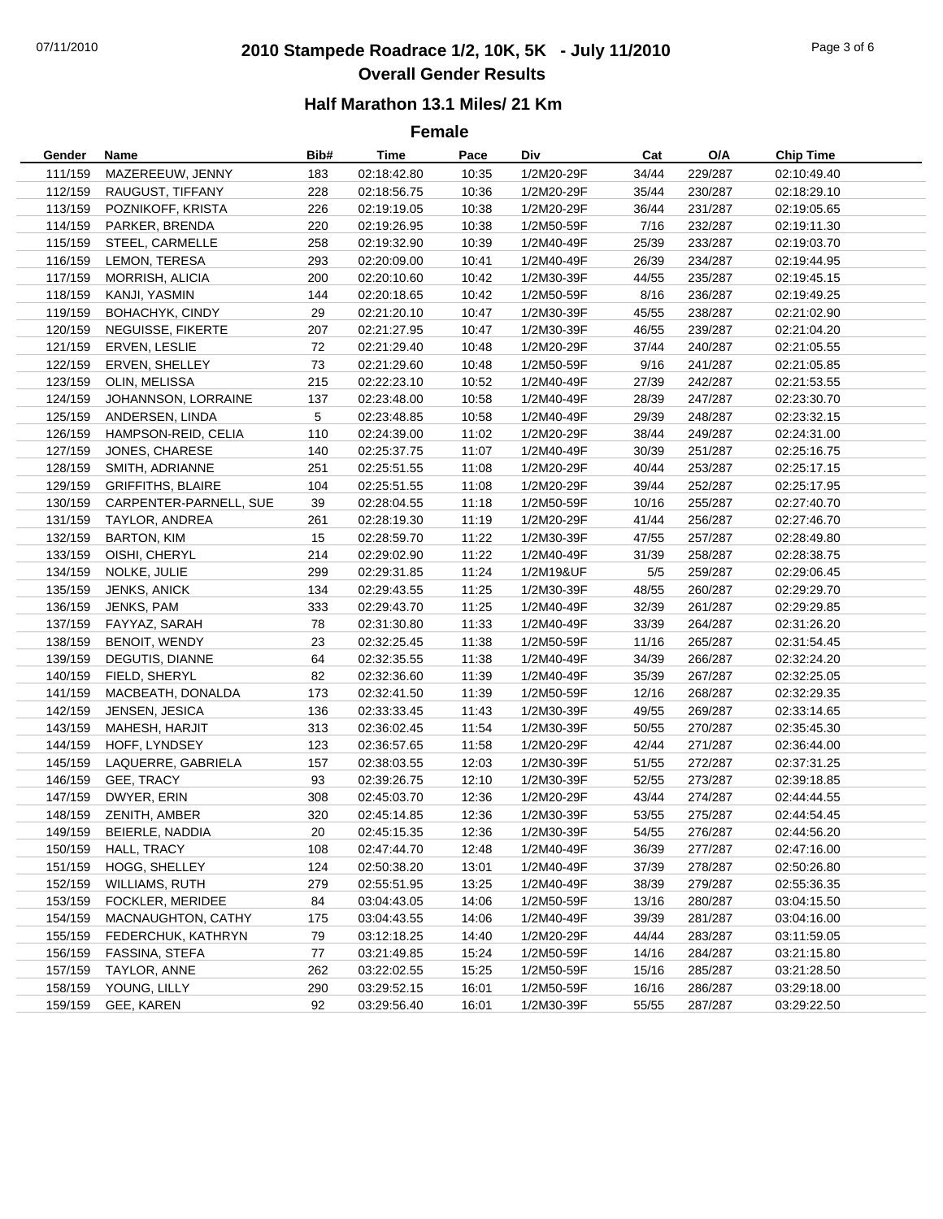# 2010 Stampede Roadrace 1/2, 10K, 5K - July 11/2010

## Overall Gender Results

### Half Marathon 13.1 Miles/ 21 Km

### Female

| Gender | Name | Bib# | Time | Pace | Div | Cat | O/A | Chip Time |
|---|---|---|---|---|---|---|---|---|
| 111/159 | MAZEREEUW, JENNY | 183 | 02:18:42.80 | 10:35 | 1/2M20-29F | 34/44 | 229/287 | 02:10:49.40 |
| 112/159 | RAUGUST, TIFFANY | 228 | 02:18:56.75 | 10:36 | 1/2M20-29F | 35/44 | 230/287 | 02:18:29.10 |
| 113/159 | POZNIKOFF, KRISTA | 226 | 02:19:19.05 | 10:38 | 1/2M20-29F | 36/44 | 231/287 | 02:19:05.65 |
| 114/159 | PARKER, BRENDA | 220 | 02:19:26.95 | 10:38 | 1/2M50-59F | 7/16 | 232/287 | 02:19:11.30 |
| 115/159 | STEEL, CARMELLE | 258 | 02:19:32.90 | 10:39 | 1/2M40-49F | 25/39 | 233/287 | 02:19:03.70 |
| 116/159 | LEMON, TERESA | 293 | 02:20:09.00 | 10:41 | 1/2M40-49F | 26/39 | 234/287 | 02:19:44.95 |
| 117/159 | MORRISH, ALICIA | 200 | 02:20:10.60 | 10:42 | 1/2M30-39F | 44/55 | 235/287 | 02:19:45.15 |
| 118/159 | KANJI, YASMIN | 144 | 02:20:18.65 | 10:42 | 1/2M50-59F | 8/16 | 236/287 | 02:19:49.25 |
| 119/159 | BOHACHYK, CINDY | 29 | 02:21:20.10 | 10:47 | 1/2M30-39F | 45/55 | 238/287 | 02:21:02.90 |
| 120/159 | NEGUISSE, FIKERTE | 207 | 02:21:27.95 | 10:47 | 1/2M30-39F | 46/55 | 239/287 | 02:21:04.20 |
| 121/159 | ERVEN, LESLIE | 72 | 02:21:29.40 | 10:48 | 1/2M20-29F | 37/44 | 240/287 | 02:21:05.55 |
| 122/159 | ERVEN, SHELLEY | 73 | 02:21:29.60 | 10:48 | 1/2M50-59F | 9/16 | 241/287 | 02:21:05.85 |
| 123/159 | OLIN, MELISSA | 215 | 02:22:23.10 | 10:52 | 1/2M40-49F | 27/39 | 242/287 | 02:21:53.55 |
| 124/159 | JOHANNSON, LORRAINE | 137 | 02:23:48.00 | 10:58 | 1/2M40-49F | 28/39 | 247/287 | 02:23:30.70 |
| 125/159 | ANDERSEN, LINDA | 5 | 02:23:48.85 | 10:58 | 1/2M40-49F | 29/39 | 248/287 | 02:23:32.15 |
| 126/159 | HAMPSON-REID, CELIA | 110 | 02:24:39.00 | 11:02 | 1/2M20-29F | 38/44 | 249/287 | 02:24:31.00 |
| 127/159 | JONES, CHARESE | 140 | 02:25:37.75 | 11:07 | 1/2M40-49F | 30/39 | 251/287 | 02:25:16.75 |
| 128/159 | SMITH, ADRIANNE | 251 | 02:25:51.55 | 11:08 | 1/2M20-29F | 40/44 | 253/287 | 02:25:17.15 |
| 129/159 | GRIFFITHS, BLAIRE | 104 | 02:25:51.55 | 11:08 | 1/2M20-29F | 39/44 | 252/287 | 02:25:17.95 |
| 130/159 | CARPENTER-PARNELL, SUE | 39 | 02:28:04.55 | 11:18 | 1/2M50-59F | 10/16 | 255/287 | 02:27:40.70 |
| 131/159 | TAYLOR, ANDREA | 261 | 02:28:19.30 | 11:19 | 1/2M20-29F | 41/44 | 256/287 | 02:27:46.70 |
| 132/159 | BARTON, KIM | 15 | 02:28:59.70 | 11:22 | 1/2M30-39F | 47/55 | 257/287 | 02:28:49.80 |
| 133/159 | OISHI, CHERYL | 214 | 02:29:02.90 | 11:22 | 1/2M40-49F | 31/39 | 258/287 | 02:28:38.75 |
| 134/159 | NOLKE, JULIE | 299 | 02:29:31.85 | 11:24 | 1/2M19&UF | 5/5 | 259/287 | 02:29:06.45 |
| 135/159 | JENKS, ANICK | 134 | 02:29:43.55 | 11:25 | 1/2M30-39F | 48/55 | 260/287 | 02:29:29.70 |
| 136/159 | JENKS, PAM | 333 | 02:29:43.70 | 11:25 | 1/2M40-49F | 32/39 | 261/287 | 02:29:29.85 |
| 137/159 | FAYYAZ, SARAH | 78 | 02:31:30.80 | 11:33 | 1/2M40-49F | 33/39 | 264/287 | 02:31:26.20 |
| 138/159 | BENOIT, WENDY | 23 | 02:32:25.45 | 11:38 | 1/2M50-59F | 11/16 | 265/287 | 02:31:54.45 |
| 139/159 | DEGUTIS, DIANNE | 64 | 02:32:35.55 | 11:38 | 1/2M40-49F | 34/39 | 266/287 | 02:32:24.20 |
| 140/159 | FIELD, SHERYL | 82 | 02:32:36.60 | 11:39 | 1/2M40-49F | 35/39 | 267/287 | 02:32:25.05 |
| 141/159 | MACBEATH, DONALDA | 173 | 02:32:41.50 | 11:39 | 1/2M50-59F | 12/16 | 268/287 | 02:32:29.35 |
| 142/159 | JENSEN, JESICA | 136 | 02:33:33.45 | 11:43 | 1/2M30-39F | 49/55 | 269/287 | 02:33:14.65 |
| 143/159 | MAHESH, HARJIT | 313 | 02:36:02.45 | 11:54 | 1/2M30-39F | 50/55 | 270/287 | 02:35:45.30 |
| 144/159 | HOFF, LYNDSEY | 123 | 02:36:57.65 | 11:58 | 1/2M20-29F | 42/44 | 271/287 | 02:36:44.00 |
| 145/159 | LAQUERRE, GABRIELA | 157 | 02:38:03.55 | 12:03 | 1/2M30-39F | 51/55 | 272/287 | 02:37:31.25 |
| 146/159 | GEE, TRACY | 93 | 02:39:26.75 | 12:10 | 1/2M30-39F | 52/55 | 273/287 | 02:39:18.85 |
| 147/159 | DWYER, ERIN | 308 | 02:45:03.70 | 12:36 | 1/2M20-29F | 43/44 | 274/287 | 02:44:44.55 |
| 148/159 | ZENITH, AMBER | 320 | 02:45:14.85 | 12:36 | 1/2M30-39F | 53/55 | 275/287 | 02:44:54.45 |
| 149/159 | BEIERLE, NADDIA | 20 | 02:45:15.35 | 12:36 | 1/2M30-39F | 54/55 | 276/287 | 02:44:56.20 |
| 150/159 | HALL, TRACY | 108 | 02:47:44.70 | 12:48 | 1/2M40-49F | 36/39 | 277/287 | 02:47:16.00 |
| 151/159 | HOGG, SHELLEY | 124 | 02:50:38.20 | 13:01 | 1/2M40-49F | 37/39 | 278/287 | 02:50:26.80 |
| 152/159 | WILLIAMS, RUTH | 279 | 02:55:51.95 | 13:25 | 1/2M40-49F | 38/39 | 279/287 | 02:55:36.35 |
| 153/159 | FOCKLER, MERIDEE | 84 | 03:04:43.05 | 14:06 | 1/2M50-59F | 13/16 | 280/287 | 03:04:15.50 |
| 154/159 | MACNAUGHTON, CATHY | 175 | 03:04:43.55 | 14:06 | 1/2M40-49F | 39/39 | 281/287 | 03:04:16.00 |
| 155/159 | FEDERCHUK, KATHRYN | 79 | 03:12:18.25 | 14:40 | 1/2M20-29F | 44/44 | 283/287 | 03:11:59.05 |
| 156/159 | FASSINA, STEFA | 77 | 03:21:49.85 | 15:24 | 1/2M50-59F | 14/16 | 284/287 | 03:21:15.80 |
| 157/159 | TAYLOR, ANNE | 262 | 03:22:02.55 | 15:25 | 1/2M50-59F | 15/16 | 285/287 | 03:21:28.50 |
| 158/159 | YOUNG, LILLY | 290 | 03:29:52.15 | 16:01 | 1/2M50-59F | 16/16 | 286/287 | 03:29:18.00 |
| 159/159 | GEE, KAREN | 92 | 03:29:56.40 | 16:01 | 1/2M30-39F | 55/55 | 287/287 | 03:29:22.50 |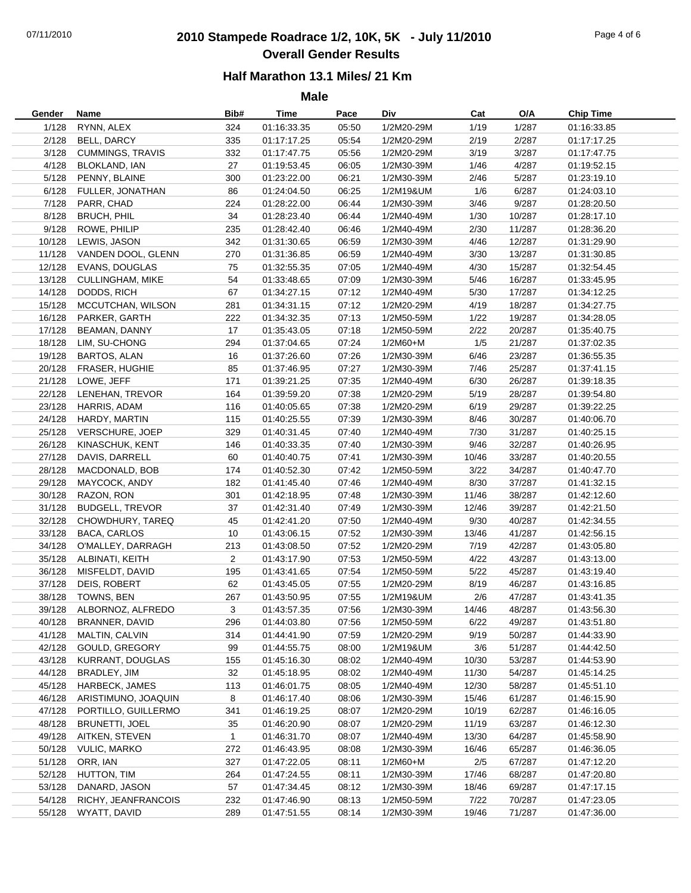# 2010 Stampede Roadrace 1/2, 10K, 5K - July 11/2010

## Overall Gender Results

### Half Marathon 13.1 Miles/ 21 Km

### Male

| Gender | Name | Bib# | Time | Pace | Div | Cat | O/A | Chip Time |
|---|---|---|---|---|---|---|---|---|
| 1/128 | RYNN, ALEX | 324 | 01:16:33.35 | 05:50 | 1/2M20-29M | 1/19 | 1/287 | 01:16:33.85 |
| 2/128 | BELL, DARCY | 335 | 01:17:17.25 | 05:54 | 1/2M20-29M | 2/19 | 2/287 | 01:17:17.25 |
| 3/128 | CUMMINGS, TRAVIS | 332 | 01:17:47.75 | 05:56 | 1/2M20-29M | 3/19 | 3/287 | 01:17:47.75 |
| 4/128 | BLOKLAND, IAN | 27 | 01:19:53.45 | 06:05 | 1/2M30-39M | 1/46 | 4/287 | 01:19:52.15 |
| 5/128 | PENNY, BLAINE | 300 | 01:23:22.00 | 06:21 | 1/2M30-39M | 2/46 | 5/287 | 01:23:19.10 |
| 6/128 | FULLER, JONATHAN | 86 | 01:24:04.50 | 06:25 | 1/2M19&UM | 1/6 | 6/287 | 01:24:03.10 |
| 7/128 | PARR, CHAD | 224 | 01:28:22.00 | 06:44 | 1/2M30-39M | 3/46 | 9/287 | 01:28:20.50 |
| 8/128 | BRUCH, PHIL | 34 | 01:28:23.40 | 06:44 | 1/2M40-49M | 1/30 | 10/287 | 01:28:17.10 |
| 9/128 | ROWE, PHILIP | 235 | 01:28:42.40 | 06:46 | 1/2M40-49M | 2/30 | 11/287 | 01:28:36.20 |
| 10/128 | LEWIS, JASON | 342 | 01:31:30.65 | 06:59 | 1/2M30-39M | 4/46 | 12/287 | 01:31:29.90 |
| 11/128 | VANDEN DOOL, GLENN | 270 | 01:31:36.85 | 06:59 | 1/2M40-49M | 3/30 | 13/287 | 01:31:30.85 |
| 12/128 | EVANS, DOUGLAS | 75 | 01:32:55.35 | 07:05 | 1/2M40-49M | 4/30 | 15/287 | 01:32:54.45 |
| 13/128 | CULLINGHAM, MIKE | 54 | 01:33:48.65 | 07:09 | 1/2M30-39M | 5/46 | 16/287 | 01:33:45.95 |
| 14/128 | DODDS, RICH | 67 | 01:34:27.15 | 07:12 | 1/2M40-49M | 5/30 | 17/287 | 01:34:12.25 |
| 15/128 | MCCUTCHAN, WILSON | 281 | 01:34:31.15 | 07:12 | 1/2M20-29M | 4/19 | 18/287 | 01:34:27.75 |
| 16/128 | PARKER, GARTH | 222 | 01:34:32.35 | 07:13 | 1/2M50-59M | 1/22 | 19/287 | 01:34:28.05 |
| 17/128 | BEAMAN, DANNY | 17 | 01:35:43.05 | 07:18 | 1/2M50-59M | 2/22 | 20/287 | 01:35:40.75 |
| 18/128 | LIM, SU-CHONG | 294 | 01:37:04.65 | 07:24 | 1/2M60+M | 1/5 | 21/287 | 01:37:02.35 |
| 19/128 | BARTOS, ALAN | 16 | 01:37:26.60 | 07:26 | 1/2M30-39M | 6/46 | 23/287 | 01:36:55.35 |
| 20/128 | FRASER, HUGHIE | 85 | 01:37:46.95 | 07:27 | 1/2M30-39M | 7/46 | 25/287 | 01:37:41.15 |
| 21/128 | LOWE, JEFF | 171 | 01:39:21.25 | 07:35 | 1/2M40-49M | 6/30 | 26/287 | 01:39:18.35 |
| 22/128 | LENEHAN, TREVOR | 164 | 01:39:59.20 | 07:38 | 1/2M20-29M | 5/19 | 28/287 | 01:39:54.80 |
| 23/128 | HARRIS, ADAM | 116 | 01:40:05.65 | 07:38 | 1/2M20-29M | 6/19 | 29/287 | 01:39:22.25 |
| 24/128 | HARDY, MARTIN | 115 | 01:40:25.55 | 07:39 | 1/2M30-39M | 8/46 | 30/287 | 01:40:06.70 |
| 25/128 | VERSCHURE, JOEP | 329 | 01:40:31.45 | 07:40 | 1/2M40-49M | 7/30 | 31/287 | 01:40:25.15 |
| 26/128 | KINASCHUK, KENT | 146 | 01:40:33.35 | 07:40 | 1/2M30-39M | 9/46 | 32/287 | 01:40:26.95 |
| 27/128 | DAVIS, DARRELL | 60 | 01:40:40.75 | 07:41 | 1/2M30-39M | 10/46 | 33/287 | 01:40:20.55 |
| 28/128 | MACDONALD, BOB | 174 | 01:40:52.30 | 07:42 | 1/2M50-59M | 3/22 | 34/287 | 01:40:47.70 |
| 29/128 | MAYCOCK, ANDY | 182 | 01:41:45.40 | 07:46 | 1/2M40-49M | 8/30 | 37/287 | 01:41:32.15 |
| 30/128 | RAZON, RON | 301 | 01:42:18.95 | 07:48 | 1/2M30-39M | 11/46 | 38/287 | 01:42:12.60 |
| 31/128 | BUDGELL, TREVOR | 37 | 01:42:31.40 | 07:49 | 1/2M30-39M | 12/46 | 39/287 | 01:42:21.50 |
| 32/128 | CHOWDHURY, TAREQ | 45 | 01:42:41.20 | 07:50 | 1/2M40-49M | 9/30 | 40/287 | 01:42:34.55 |
| 33/128 | BACA, CARLOS | 10 | 01:43:06.15 | 07:52 | 1/2M30-39M | 13/46 | 41/287 | 01:42:56.15 |
| 34/128 | O'MALLEY, DARRAGH | 213 | 01:43:08.50 | 07:52 | 1/2M20-29M | 7/19 | 42/287 | 01:43:05.80 |
| 35/128 | ALBINATI, KEITH | 2 | 01:43:17.90 | 07:53 | 1/2M50-59M | 4/22 | 43/287 | 01:43:13.00 |
| 36/128 | MISFELDT, DAVID | 195 | 01:43:41.65 | 07:54 | 1/2M50-59M | 5/22 | 45/287 | 01:43:19.40 |
| 37/128 | DEIS, ROBERT | 62 | 01:43:45.05 | 07:55 | 1/2M20-29M | 8/19 | 46/287 | 01:43:16.85 |
| 38/128 | TOWNS, BEN | 267 | 01:43:50.95 | 07:55 | 1/2M19&UM | 2/6 | 47/287 | 01:43:41.35 |
| 39/128 | ALBORNOZ, ALFREDO | 3 | 01:43:57.35 | 07:56 | 1/2M30-39M | 14/46 | 48/287 | 01:43:56.30 |
| 40/128 | BRANNER, DAVID | 296 | 01:44:03.80 | 07:56 | 1/2M50-59M | 6/22 | 49/287 | 01:43:51.80 |
| 41/128 | MALTIN, CALVIN | 314 | 01:44:41.90 | 07:59 | 1/2M20-29M | 9/19 | 50/287 | 01:44:33.90 |
| 42/128 | GOULD, GREGORY | 99 | 01:44:55.75 | 08:00 | 1/2M19&UM | 3/6 | 51/287 | 01:44:42.50 |
| 43/128 | KURRANT, DOUGLAS | 155 | 01:45:16.30 | 08:02 | 1/2M40-49M | 10/30 | 53/287 | 01:44:53.90 |
| 44/128 | BRADLEY, JIM | 32 | 01:45:18.95 | 08:02 | 1/2M40-49M | 11/30 | 54/287 | 01:45:14.25 |
| 45/128 | HARBECK, JAMES | 113 | 01:46:01.75 | 08:05 | 1/2M40-49M | 12/30 | 58/287 | 01:45:51.10 |
| 46/128 | ARISTIMUNO, JOAQUIN | 8 | 01:46:17.40 | 08:06 | 1/2M30-39M | 15/46 | 61/287 | 01:46:15.90 |
| 47/128 | PORTILLO, GUILLERMO | 341 | 01:46:19.25 | 08:07 | 1/2M20-29M | 10/19 | 62/287 | 01:46:16.05 |
| 48/128 | BRUNETTI, JOEL | 35 | 01:46:20.90 | 08:07 | 1/2M20-29M | 11/19 | 63/287 | 01:46:12.30 |
| 49/128 | AITKEN, STEVEN | 1 | 01:46:31.70 | 08:07 | 1/2M40-49M | 13/30 | 64/287 | 01:45:58.90 |
| 50/128 | VULIC, MARKO | 272 | 01:46:43.95 | 08:08 | 1/2M30-39M | 16/46 | 65/287 | 01:46:36.05 |
| 51/128 | ORR, IAN | 327 | 01:47:22.05 | 08:11 | 1/2M60+M | 2/5 | 67/287 | 01:47:12.20 |
| 52/128 | HUTTON, TIM | 264 | 01:47:24.55 | 08:11 | 1/2M30-39M | 17/46 | 68/287 | 01:47:20.80 |
| 53/128 | DANARD, JASON | 57 | 01:47:34.45 | 08:12 | 1/2M30-39M | 18/46 | 69/287 | 01:47:17.15 |
| 54/128 | RICHY, JEANFRANCOIS | 232 | 01:47:46.90 | 08:13 | 1/2M50-59M | 7/22 | 70/287 | 01:47:23.05 |
| 55/128 | WYATT, DAVID | 289 | 01:47:51.55 | 08:14 | 1/2M30-39M | 19/46 | 71/287 | 01:47:36.00 |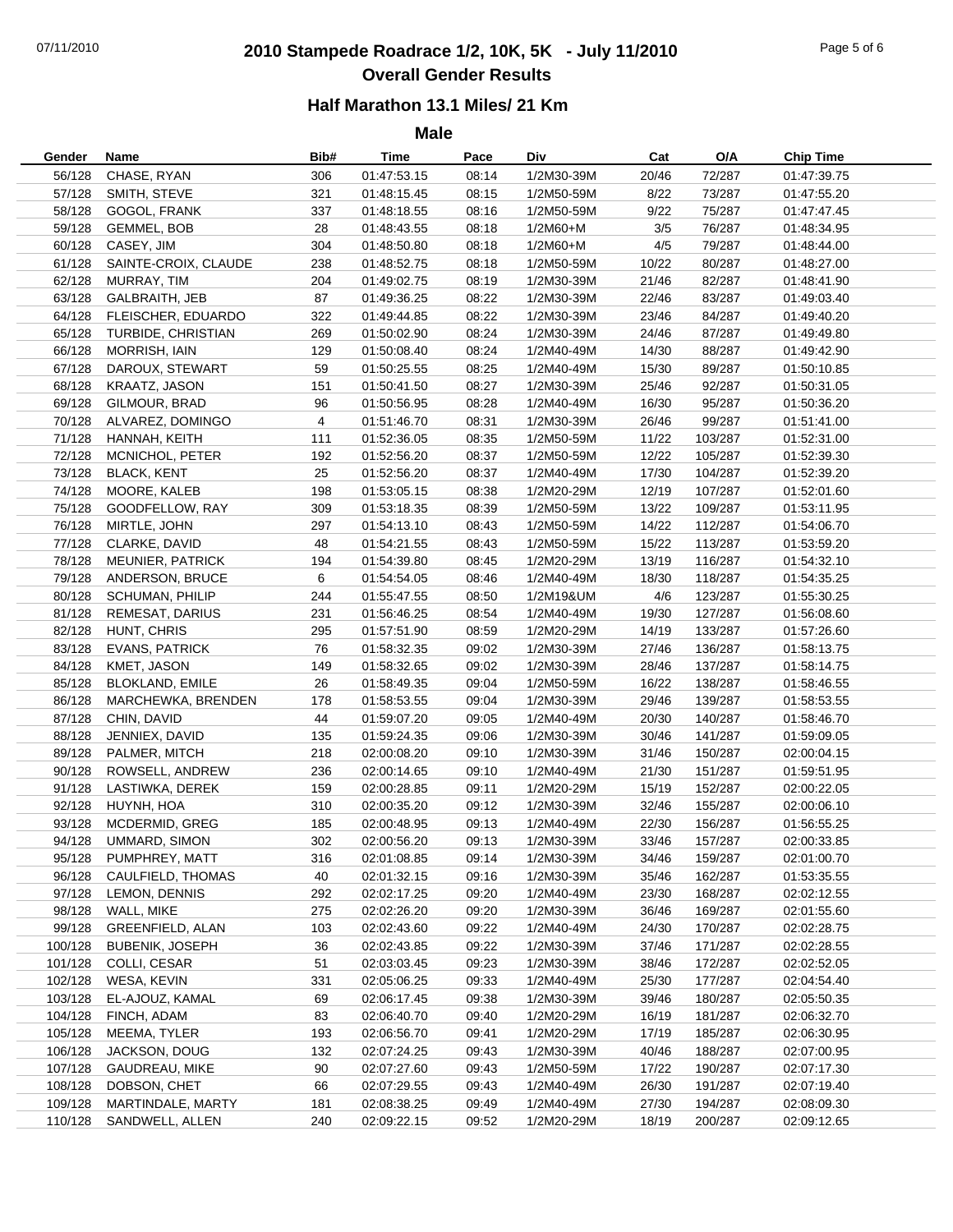# 2010 Stampede Roadrace 1/2, 10K, 5K - July 11/2010

## Overall Gender Results

### Half Marathon 13.1 Miles/ 21 Km

**Male**

| Gender | Name | Bib# | Time | Pace | Div | Cat | O/A | Chip Time |
|---|---|---|---|---|---|---|---|---|
| 56/128 | CHASE, RYAN | 306 | 01:47:53.15 | 08:14 | 1/2M30-39M | 20/46 | 72/287 | 01:47:39.75 |
| 57/128 | SMITH, STEVE | 321 | 01:48:15.45 | 08:15 | 1/2M50-59M | 8/22 | 73/287 | 01:47:55.20 |
| 58/128 | GOGOL, FRANK | 337 | 01:48:18.55 | 08:16 | 1/2M50-59M | 9/22 | 75/287 | 01:47:47.45 |
| 59/128 | GEMMEL, BOB | 28 | 01:48:43.55 | 08:18 | 1/2M60+M | 3/5 | 76/287 | 01:48:34.95 |
| 60/128 | CASEY, JIM | 304 | 01:48:50.80 | 08:18 | 1/2M60+M | 4/5 | 79/287 | 01:48:44.00 |
| 61/128 | SAINTE-CROIX, CLAUDE | 238 | 01:48:52.75 | 08:18 | 1/2M50-59M | 10/22 | 80/287 | 01:48:27.00 |
| 62/128 | MURRAY, TIM | 204 | 01:49:02.75 | 08:19 | 1/2M30-39M | 21/46 | 82/287 | 01:48:41.90 |
| 63/128 | GALBRAITH, JEB | 87 | 01:49:36.25 | 08:22 | 1/2M30-39M | 22/46 | 83/287 | 01:49:03.40 |
| 64/128 | FLEISCHER, EDUARDO | 322 | 01:49:44.85 | 08:22 | 1/2M30-39M | 23/46 | 84/287 | 01:49:40.20 |
| 65/128 | TURBIDE, CHRISTIAN | 269 | 01:50:02.90 | 08:24 | 1/2M30-39M | 24/46 | 87/287 | 01:49:49.80 |
| 66/128 | MORRISH, IAIN | 129 | 01:50:08.40 | 08:24 | 1/2M40-49M | 14/30 | 88/287 | 01:49:42.90 |
| 67/128 | DAROUX, STEWART | 59 | 01:50:25.55 | 08:25 | 1/2M40-49M | 15/30 | 89/287 | 01:50:10.85 |
| 68/128 | KRAATZ, JASON | 151 | 01:50:41.50 | 08:27 | 1/2M30-39M | 25/46 | 92/287 | 01:50:31.05 |
| 69/128 | GILMOUR, BRAD | 96 | 01:50:56.95 | 08:28 | 1/2M40-49M | 16/30 | 95/287 | 01:50:36.20 |
| 70/128 | ALVAREZ, DOMINGO | 4 | 01:51:46.70 | 08:31 | 1/2M30-39M | 26/46 | 99/287 | 01:51:41.00 |
| 71/128 | HANNAH, KEITH | 111 | 01:52:36.05 | 08:35 | 1/2M50-59M | 11/22 | 103/287 | 01:52:31.00 |
| 72/128 | MCNICHOL, PETER | 192 | 01:52:56.20 | 08:37 | 1/2M50-59M | 12/22 | 105/287 | 01:52:39.30 |
| 73/128 | BLACK, KENT | 25 | 01:52:56.20 | 08:37 | 1/2M40-49M | 17/30 | 104/287 | 01:52:39.20 |
| 74/128 | MOORE, KALEB | 198 | 01:53:05.15 | 08:38 | 1/2M20-29M | 12/19 | 107/287 | 01:52:01.60 |
| 75/128 | GOODFELLOW, RAY | 309 | 01:53:18.35 | 08:39 | 1/2M50-59M | 13/22 | 109/287 | 01:53:11.95 |
| 76/128 | MIRTLE, JOHN | 297 | 01:54:13.10 | 08:43 | 1/2M50-59M | 14/22 | 112/287 | 01:54:06.70 |
| 77/128 | CLARKE, DAVID | 48 | 01:54:21.55 | 08:43 | 1/2M50-59M | 15/22 | 113/287 | 01:53:59.20 |
| 78/128 | MEUNIER, PATRICK | 194 | 01:54:39.80 | 08:45 | 1/2M20-29M | 13/19 | 116/287 | 01:54:32.10 |
| 79/128 | ANDERSON, BRUCE | 6 | 01:54:54.05 | 08:46 | 1/2M40-49M | 18/30 | 118/287 | 01:54:35.25 |
| 80/128 | SCHUMAN, PHILIP | 244 | 01:55:47.55 | 08:50 | 1/2M19&UM | 4/6 | 123/287 | 01:55:30.25 |
| 81/128 | REMESAT, DARIUS | 231 | 01:56:46.25 | 08:54 | 1/2M40-49M | 19/30 | 127/287 | 01:56:08.60 |
| 82/128 | HUNT, CHRIS | 295 | 01:57:51.90 | 08:59 | 1/2M20-29M | 14/19 | 133/287 | 01:57:26.60 |
| 83/128 | EVANS, PATRICK | 76 | 01:58:32.35 | 09:02 | 1/2M30-39M | 27/46 | 136/287 | 01:58:13.75 |
| 84/128 | KMET, JASON | 149 | 01:58:32.65 | 09:02 | 1/2M30-39M | 28/46 | 137/287 | 01:58:14.75 |
| 85/128 | BLOKLAND, EMILE | 26 | 01:58:49.35 | 09:04 | 1/2M50-59M | 16/22 | 138/287 | 01:58:46.55 |
| 86/128 | MARCHEWKA, BRENDEN | 178 | 01:58:53.55 | 09:04 | 1/2M30-39M | 29/46 | 139/287 | 01:58:53.55 |
| 87/128 | CHIN, DAVID | 44 | 01:59:07.20 | 09:05 | 1/2M40-49M | 20/30 | 140/287 | 01:58:46.70 |
| 88/128 | JENNIEX, DAVID | 135 | 01:59:24.35 | 09:06 | 1/2M30-39M | 30/46 | 141/287 | 01:59:09.05 |
| 89/128 | PALMER, MITCH | 218 | 02:00:08.20 | 09:10 | 1/2M30-39M | 31/46 | 150/287 | 02:00:04.15 |
| 90/128 | ROWSELL, ANDREW | 236 | 02:00:14.65 | 09:10 | 1/2M40-49M | 21/30 | 151/287 | 01:59:51.95 |
| 91/128 | LASTIWKA, DEREK | 159 | 02:00:28.85 | 09:11 | 1/2M20-29M | 15/19 | 152/287 | 02:00:22.05 |
| 92/128 | HUYNH, HOA | 310 | 02:00:35.20 | 09:12 | 1/2M30-39M | 32/46 | 155/287 | 02:00:06.10 |
| 93/128 | MCDERMID, GREG | 185 | 02:00:48.95 | 09:13 | 1/2M40-49M | 22/30 | 156/287 | 01:56:55.25 |
| 94/128 | UMMARD, SIMON | 302 | 02:00:56.20 | 09:13 | 1/2M30-39M | 33/46 | 157/287 | 02:00:33.85 |
| 95/128 | PUMPHREY, MATT | 316 | 02:01:08.85 | 09:14 | 1/2M30-39M | 34/46 | 159/287 | 02:01:00.70 |
| 96/128 | CAULFIELD, THOMAS | 40 | 02:01:32.15 | 09:16 | 1/2M30-39M | 35/46 | 162/287 | 01:53:35.55 |
| 97/128 | LEMON, DENNIS | 292 | 02:02:17.25 | 09:20 | 1/2M40-49M | 23/30 | 168/287 | 02:02:12.55 |
| 98/128 | WALL, MIKE | 275 | 02:02:26.20 | 09:20 | 1/2M30-39M | 36/46 | 169/287 | 02:01:55.60 |
| 99/128 | GREENFIELD, ALAN | 103 | 02:02:43.60 | 09:22 | 1/2M40-49M | 24/30 | 170/287 | 02:02:28.75 |
| 100/128 | BUBENIK, JOSEPH | 36 | 02:02:43.85 | 09:22 | 1/2M30-39M | 37/46 | 171/287 | 02:02:28.55 |
| 101/128 | COLLI, CESAR | 51 | 02:03:03.45 | 09:23 | 1/2M30-39M | 38/46 | 172/287 | 02:02:52.05 |
| 102/128 | WESA, KEVIN | 331 | 02:05:06.25 | 09:33 | 1/2M40-49M | 25/30 | 177/287 | 02:04:54.40 |
| 103/128 | EL-AJOUZ, KAMAL | 69 | 02:06:17.45 | 09:38 | 1/2M30-39M | 39/46 | 180/287 | 02:05:50.35 |
| 104/128 | FINCH, ADAM | 83 | 02:06:40.70 | 09:40 | 1/2M20-29M | 16/19 | 181/287 | 02:06:32.70 |
| 105/128 | MEEMA, TYLER | 193 | 02:06:56.70 | 09:41 | 1/2M20-29M | 17/19 | 185/287 | 02:06:30.95 |
| 106/128 | JACKSON, DOUG | 132 | 02:07:24.25 | 09:43 | 1/2M30-39M | 40/46 | 188/287 | 02:07:00.95 |
| 107/128 | GAUDREAU, MIKE | 90 | 02:07:27.60 | 09:43 | 1/2M50-59M | 17/22 | 190/287 | 02:07:17.30 |
| 108/128 | DOBSON, CHET | 66 | 02:07:29.55 | 09:43 | 1/2M40-49M | 26/30 | 191/287 | 02:07:19.40 |
| 109/128 | MARTINDALE, MARTY | 181 | 02:08:38.25 | 09:49 | 1/2M40-49M | 27/30 | 194/287 | 02:08:09.30 |
| 110/128 | SANDWELL, ALLEN | 240 | 02:09:22.15 | 09:52 | 1/2M20-29M | 18/19 | 200/287 | 02:09:12.65 |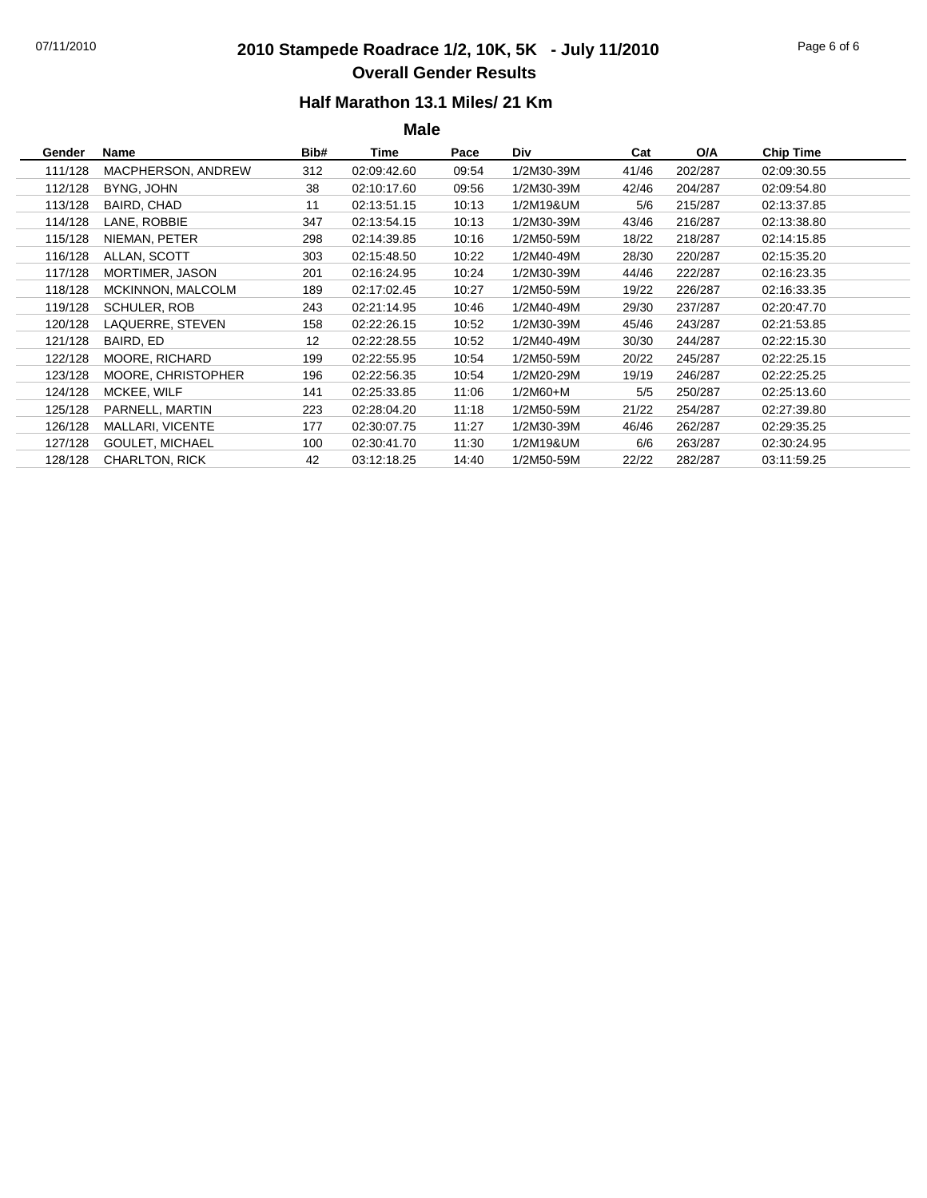# 2010 Stampede Roadrace 1/2, 10K, 5K - July 11/2010

## Overall Gender Results

### Half Marathon 13.1 Miles/ 21 Km

### Male

| Gender | Name | Bib# | Time | Pace | Div | Cat | O/A | Chip Time |
|---|---|---|---|---|---|---|---|---|
| 111/128 | MACPHERSON, ANDREW | 312 | 02:09:42.60 | 09:54 | 1/2M30-39M | 41/46 | 202/287 | 02:09:30.55 |
| 112/128 | BYNG, JOHN | 38 | 02:10:17.60 | 09:56 | 1/2M30-39M | 42/46 | 204/287 | 02:09:54.80 |
| 113/128 | BAIRD, CHAD | 11 | 02:13:51.15 | 10:13 | 1/2M19&UM | 5/6 | 215/287 | 02:13:37.85 |
| 114/128 | LANE, ROBBIE | 347 | 02:13:54.15 | 10:13 | 1/2M30-39M | 43/46 | 216/287 | 02:13:38.80 |
| 115/128 | NIEMAN, PETER | 298 | 02:14:39.85 | 10:16 | 1/2M50-59M | 18/22 | 218/287 | 02:14:15.85 |
| 116/128 | ALLAN, SCOTT | 303 | 02:15:48.50 | 10:22 | 1/2M40-49M | 28/30 | 220/287 | 02:15:35.20 |
| 117/128 | MORTIMER, JASON | 201 | 02:16:24.95 | 10:24 | 1/2M30-39M | 44/46 | 222/287 | 02:16:23.35 |
| 118/128 | MCKINNON, MALCOLM | 189 | 02:17:02.45 | 10:27 | 1/2M50-59M | 19/22 | 226/287 | 02:16:33.35 |
| 119/128 | SCHULER, ROB | 243 | 02:21:14.95 | 10:46 | 1/2M40-49M | 29/30 | 237/287 | 02:20:47.70 |
| 120/128 | LAQUERRE, STEVEN | 158 | 02:22:26.15 | 10:52 | 1/2M30-39M | 45/46 | 243/287 | 02:21:53.85 |
| 121/128 | BAIRD, ED | 12 | 02:22:28.55 | 10:52 | 1/2M40-49M | 30/30 | 244/287 | 02:22:15.30 |
| 122/128 | MOORE, RICHARD | 199 | 02:22:55.95 | 10:54 | 1/2M50-59M | 20/22 | 245/287 | 02:22:25.15 |
| 123/128 | MOORE, CHRISTOPHER | 196 | 02:22:56.35 | 10:54 | 1/2M20-29M | 19/19 | 246/287 | 02:22:25.25 |
| 124/128 | MCKEE, WILF | 141 | 02:25:33.85 | 11:06 | 1/2M60+M | 5/5 | 250/287 | 02:25:13.60 |
| 125/128 | PARNELL, MARTIN | 223 | 02:28:04.20 | 11:18 | 1/2M50-59M | 21/22 | 254/287 | 02:27:39.80 |
| 126/128 | MALLARI, VICENTE | 177 | 02:30:07.75 | 11:27 | 1/2M30-39M | 46/46 | 262/287 | 02:29:35.25 |
| 127/128 | GOULET, MICHAEL | 100 | 02:30:41.70 | 11:30 | 1/2M19&UM | 6/6 | 263/287 | 02:30:24.95 |
| 128/128 | CHARLTON, RICK | 42 | 03:12:18.25 | 14:40 | 1/2M50-59M | 22/22 | 282/287 | 03:11:59.25 |